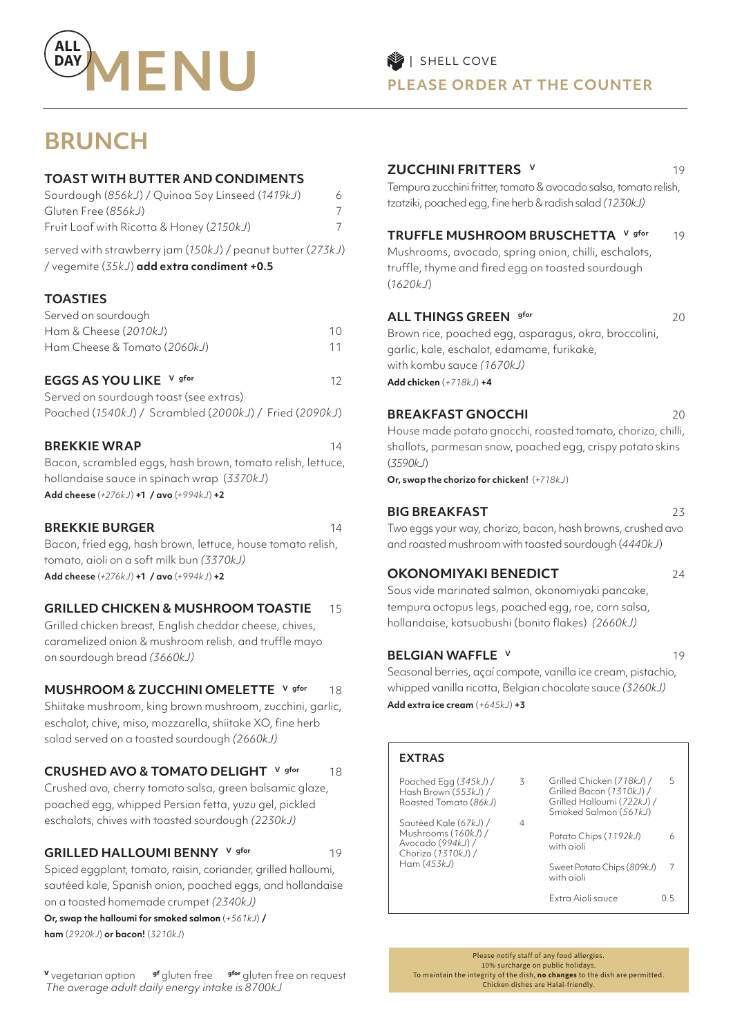# ALL DAY MENU

SHELL COVE

**PLEASE ORDER AT THE COUNTER**

## BRUNCH

### TOAST WITH BUTTER AND CONDIMENTS

Sourdough (*856kJ*) / Quinoa Soy Linseed (*1419kJ*) — 6

Gluten Free (*856kJ*) — 7

Fruit Loaf with Ricotta & Honey (*2150kJ*) — 7

served with strawberry jam (*150kJ*) / peanut butter (*273kJ*) / vegemite (*35kJ*) **add extra condiment +0.5**

### TOASTIES

Served on sourdough

Ham & Cheese (*2010kJ*) — 10

Ham Cheese & Tomato (*2060kJ*) — 11

### EGGS AS YOU LIKE [V] [gfor] — 12

Served on sourdough toast (see extras)

Poached (*1540kJ*) / Scrambled (*2000kJ*) / Fried (*2090kJ*)

### BREKKIE WRAP — 14

Bacon, scrambled eggs, hash brown, tomato relish, lettuce, hollandaise sauce in spinach wrap (*3370kJ*)

**Add cheese** (*+276kJ*) **+1 / avo** (*+994kJ*) **+2**

### BREKKIE BURGER — 14

Bacon, fried egg, hash brown, lettuce, house tomato relish, tomato, aioli on a soft milk bun *(3370kJ)*

**Add cheese** (*+276kJ*) **+1 / avo** (*+994kJ*) **+2**

### GRILLED CHICKEN & MUSHROOM TOASTIE — 15

Grilled chicken breast, English cheddar cheese, chives, caramelized onion & mushroom relish, and truffle mayo on sourdough bread *(3660kJ)*

### MUSHROOM & ZUCCHINI OMELETTE [V] [gfor] — 18

Shiitake mushroom, king brown mushroom, zucchini, garlic, eschalot, chive, miso, mozzarella, shiitake XO, fine herb salad served on a toasted sourdough *(2660kJ)*

### CRUSHED AVO & TOMATO DELIGHT [V] [gfor] — 18

Crushed avo, cherry tomato salsa, green balsamic glaze, poached egg, whipped Persian fetta, yuzu gel, pickled eschalots, chives with toasted sourdough *(2230kJ)*

### GRILLED HALLOUMI BENNY [V] [gfor] — 19

Spiced eggplant, tomato, raisin, coriander, grilled halloumi, sautéed kale, Spanish onion, poached eggs, and hollandaise on a toasted homemade crumpet *(2340kJ)*

**Or, swap the halloumi for smoked salmon** (*+561kJ*) **/ ham** (*2920kJ*) **or bacon!** (*3210kJ*)

### ZUCCHINI FRITTERS [V] — 19

Tempura zucchini fritter, tomato & avocado salsa, tomato relish, tzatziki, poached egg, fine herb & radish salad *(1230kJ)*

### TRUFFLE MUSHROOM BRUSCHETTA [V] [gfor] — 19

Mushrooms, avocado, spring onion, chilli, eschalots, truffle, thyme and fired egg on toasted sourdough (*1620kJ*)

### ALL THINGS GREEN [gfor] — 20

Brown rice, poached egg, asparagus, okra, broccolini, garlic, kale, eschalot, edamame, furikake, with kombu sauce *(1670kJ)*

**Add chicken** (*+718kJ*) **+4**

### BREAKFAST GNOCCHI — 20

House made potato gnocchi, roasted tomato, chorizo, chilli, shallots, parmesan snow, poached egg, crispy potato skins (*3590kJ*)

**Or, swap the chorizo for chicken!** (*+718kJ*)

### BIG BREAKFAST — 23

Two eggs your way, chorizo, bacon, hash browns, crushed avo and roasted mushroom with toasted sourdough (*4440kJ*)

### OKONOMIYAKI BENEDICT — 24

Sous vide marinated salmon, okonomiyaki pancake, tempura octopus legs, poached egg, roe, corn salsa, hollandaise, katsuobushi (bonito flakes) *(2660kJ)*

### BELGIAN WAFFLE [V] — 19

Seasonal berries, açaí compote, vanilla ice cream, pistachio, whipped vanilla ricotta, Belgian chocolate sauce *(3260kJ)*

**Add extra ice cream** (*+645kJ*) **+3**

### EXTRAS

| Item | Price | Item | Price |
|---|---|---|---|
| Poached Egg (*345kJ*) / Hash Brown (*553kJ*) / Roasted Tomato (*86kJ*) | 3 | Grilled Chicken (*718kJ*) / Grilled Bacon (*1310kJ*) / Grilled Halloumi (*722kJ*) / Smoked Salmon (*561kJ*) | 5 |
| Sautéed Kale (*67kJ*) / Mushrooms (*160kJ*) / Avocado (*994kJ*) / Chorizo (*1310kJ*) / Ham (*453kJ*) | 4 | Potato Chips (*1192kJ*) with aioli | 6 |
| | | Sweet Potato Chips (*809kJ*) with aioli | 7 |
| | | Extra Aioli sauce | 0.5 |

Please notify staff of any food allergies.
10% surcharge on public holidays.
To maintain the integrity of the dish, **no changes** to the dish are permitted.
Chicken dishes are Halal-friendly.

**V** vegetarian option **gf** gluten free **gfor** gluten free on request

*The average adult daily energy intake is 8700kJ*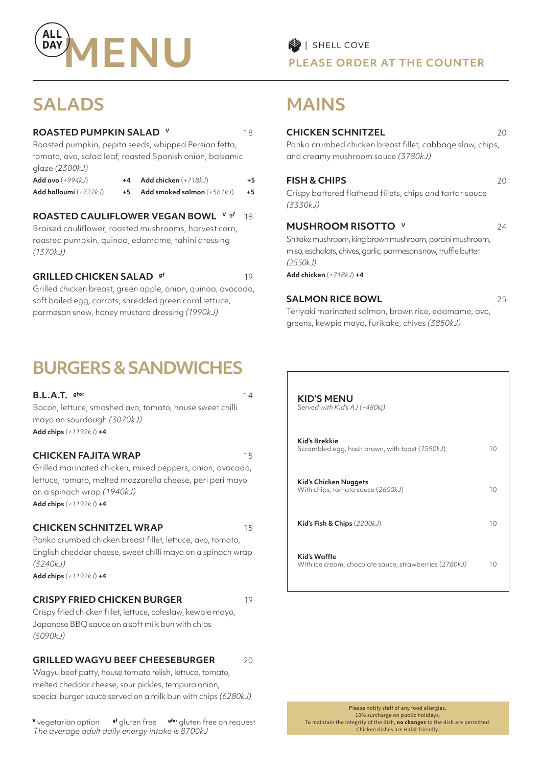# ALL DAY MENU

| SHELL COVE

**PLEASE ORDER AT THE COUNTER**

## SALADS

### ROASTED PUMPKIN SALAD [V] — 18

Roasted pumpkin, pepita seeds, whipped Persian fetta, tomato, avo, salad leaf, roasted Spanish onion, balsamic glaze *(2300kJ)*

| | | | |
|---|---|---|---|
| **Add avo** *(+994kJ)* | **+4** | **Add chicken** *(+718kJ)* | **+5** |
| **Add halloumi** *(+722kJ)* | **+5** | **Add smoked salmon** *(+561kJ)* | **+5** |

### ROASTED CAULIFLOWER VEGAN BOWL [V gf] — 18

Braised cauliflower, roasted mushrooms, harvest corn, roasted pumpkin, quinoa, edamame, tahini dressing *(1370kJ)*

### GRILLED CHICKEN SALAD [gf] — 19

Grilled chicken breast, green apple, onion, quinoa, avocado, soft boiled egg, carrots, shredded green coral lettuce, parmesan snow, honey mustard dressing *(1990kJ)*

## MAINS

### CHICKEN SCHNITZEL — 20

Panko crumbed chicken breast fillet, cabbage slaw, chips, and creamy mushroom sauce *(3780kJ)*

### FISH & CHIPS — 20

Crispy battered flathead fillets, chips and tartar sauce *(3330kJ)*

### MUSHROOM RISOTTO [V] — 24

Shitake mushroom, king brown mushroom, porcini mushroom, miso, eschalots, chives, garlic, parmesan snow, truffle butter *(2550kJ)*

**Add chicken** *(+718kJ)* **+4**

### SALMON RICE BOWL — 25

Teriyaki marinated salmon, brown rice, edamame, avo, greens, kewpie mayo, furikake, chives *(3850kJ)*

## BURGERS & SANDWICHES

### B.L.A.T. [gfor] — 14

Bacon, lettuce, smashed avo, tomato, house sweet chilli mayo on sourdough *(3070kJ)*

**Add chips** *(+1192kJ)* **+4**

### CHICKEN FAJITA WRAP — 15

Grilled marinated chicken, mixed peppers, onion, avocado, lettuce, tomato, melted mozzarella cheese, peri peri mayo on a spinach wrap *(1940kJ)*

**Add chips** *(+1192kJ)* **+4**

### CHICKEN SCHNITZEL WRAP — 15

Panko crumbed chicken breast fillet, lettuce, avo, tomato, English cheddar cheese, sweet chilli mayo on a spinach wrap *(3240kJ)*

**Add chips** *(+1192kJ)* **+4**

### CRISPY FRIED CHICKEN BURGER — 19

Crispy fried chicken fillet, lettuce, coleslaw, kewpie mayo, Japanese BBQ sauce on a soft milk bun with chips *(5090kJ)*

### GRILLED WAGYU BEEF CHEESEBURGER — 20

Wagyu beef patty, house tomato relish, lettuce, tomato, melted cheddar cheese, sour pickles, tempura onion, special burger sauce served on a milk bun with chips *(6280kJ)*

## KID'S MENU

*Served with Kid's AJ (+480kj)*

| Item | Price |
|---|---|
| **Kid's Brekkie** <br> Scrambled egg, hash brown, with toast (*1590kJ*) | 10 |
| **Kid's Chicken Nuggets** <br> With chips, tomato sauce (*2650kJ*) | 10 |
| **Kid's Fish & Chips** (*2200kJ*) | 10 |
| **Kid's Waffle** <br> With ice cream, chocolate sauce, strawberries (*2780kJ*) | 10 |

**V** vegetarian option   **gf** gluten free   **gfor** gluten free on request

*The average adult daily energy intake is 8700kJ*

Please notify staff of any food allergies.
10% surcharge on public holidays.
To maintain the integrity of the dish, **no changes** to the dish are permitted.
Chicken dishes are Halal-friendly.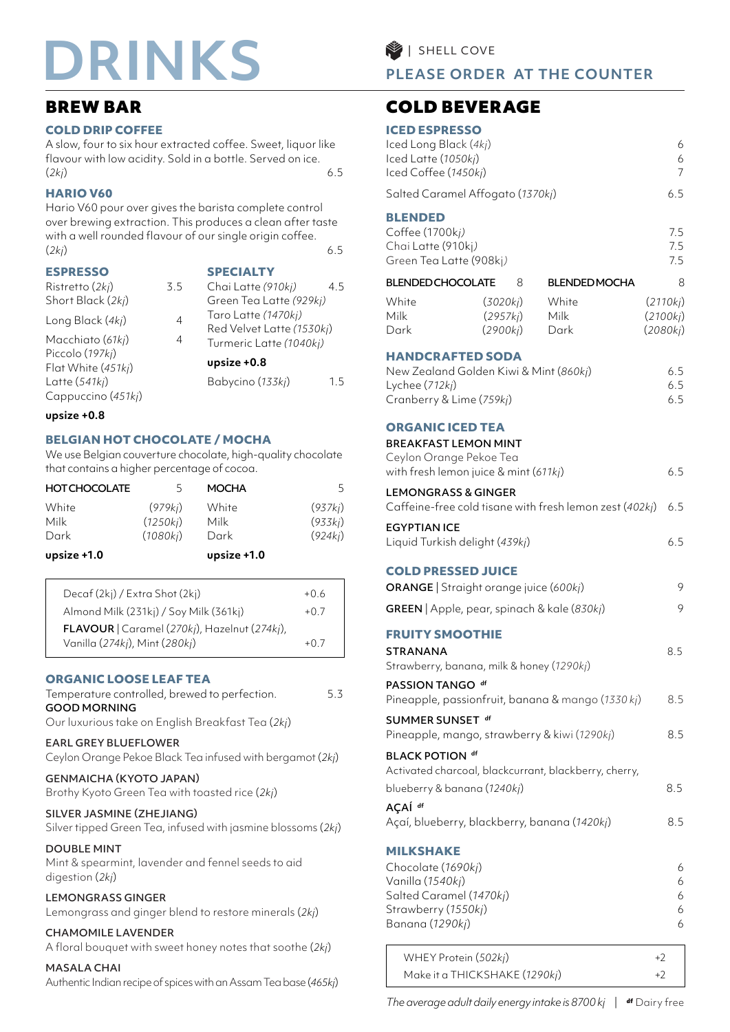# DRINKS

SHELL COVE

PLEASE ORDER AT THE COUNTER

## BREW BAR

### COLD DRIP COFFEE

A slow, four to six hour extracted coffee. Sweet, liquor like flavour with low acidity. Sold in a bottle. Served on ice. (*2kj*) 6.5

### HARIO V60

Hario V60 pour over gives the barista complete control over brewing extraction. This produces a clean after taste with a well rounded flavour of our single origin coffee. (*2kj*) 6.5

### ESPRESSO

| | |
|---|---|
| Ristretto (*2kj*) | 3.5 |
| Short Black (*2kj*) | |
| Long Black (*4kj*) | 4 |
| Macchiato (*61kj*) | 4 |
| Piccolo (*197kj*) | |
| Flat White (*451kj*) | |
| Latte (*541kj*) | |
| Cappuccino (*451kj*) | |

**upsize +0.8**

### SPECIALTY

| | |
|---|---|
| Chai Latte (*910kj*) | 4.5 |
| Green Tea Latte (*929kj*) | |
| Taro Latte (*1470kj*) | |
| Red Velvet Latte (*1530kj*) | |
| Turmeric Latte (*1040kj*) | |

**upsize +0.8**

| | |
|---|---|
| Babycino (*133kj*) | 1.5 |

### BELGIAN HOT CHOCOLATE / MOCHA

We use Belgian couverture chocolate, high-quality chocolate that contains a higher percentage of cocoa.

| HOT CHOCOLATE | 5 | MOCHA | 5 |
|---|---|---|---|
| White | (*979kj*) | White | (*937kj*) |
| Milk | (*1250kj*) | Milk | (*933kj*) |
| Dark | (*1080kj*) | Dark | (*924kj*) |
| **upsize +1.0** | | **upsize +1.0** | |

| | |
|---|---|
| Decaf (2kj) / Extra Shot (2kj) | +0.6 |
| Almond Milk (231kj) / Soy Milk (361kj) | +0.7 |
| **FLAVOUR** \| Caramel (*270kj*), Hazelnut (*274kj*), Vanilla (*274kj*), Mint (*280kj*) | +0.7 |

### ORGANIC LOOSE LEAF TEA

Temperature controlled, brewed to perfection. 5.3

**GOOD MORNING**
Our luxurious take on English Breakfast Tea (*2kj*)

**EARL GREY BLUEFLOWER**
Ceylon Orange Pekoe Black Tea infused with bergamot (*2kj*)

**GENMAICHA (KYOTO JAPAN)**
Brothy Kyoto Green Tea with toasted rice (*2kj*)

**SILVER JASMINE (ZHEJIANG)**
Silver tipped Green Tea, infused with jasmine blossoms (*2kj*)

**DOUBLE MINT**
Mint & spearmint, lavender and fennel seeds to aid digestion (*2kj*)

**LEMONGRASS GINGER**
Lemongrass and ginger blend to restore minerals (*2kj*)

**CHAMOMILE LAVENDER**
A floral bouquet with sweet honey notes that soothe (*2kj*)

**MASALA CHAI**
Authentic Indian recipe of spices with an Assam Tea base (*465kj*)

## COLD BEVERAGE

### ICED ESPRESSO

| | |
|---|---|
| Iced Long Black (*4kj*) | 6 |
| Iced Latte (*1050kj*) | 6 |
| Iced Coffee (*1450kj*) | 7 |
| Salted Caramel Affogato (*1370kj*) | 6.5 |

### BLENDED

| | |
|---|---|
| Coffee (1700kj) | 7.5 |
| Chai Latte (910kj) | 7.5 |
| Green Tea Latte (908kj) | 7.5 |

| BLENDED CHOCOLATE | 8 | BLENDED MOCHA | 8 |
|---|---|---|---|
| White | (*3020kj*) | White | (*2110kj*) |
| Milk | (*2957kj*) | Milk | (*2100kj*) |
| Dark | (*2900kj*) | Dark | (*2080kj*) |

### HANDCRAFTED SODA

| | |
|---|---|
| New Zealand Golden Kiwi & Mint (*860kj*) | 6.5 |
| Lychee (*712kj*) | 6.5 |
| Cranberry & Lime (*759kj*) | 6.5 |

### ORGANIC ICED TEA

**BREAKFAST LEMON MINT**
Ceylon Orange Pekoe Tea with fresh lemon juice & mint (*611kj*) 6.5

**LEMONGRASS & GINGER**
Caffeine-free cold tisane with fresh lemon zest (*402kj*) 6.5

**EGYPTIAN ICE**
Liquid Turkish delight (*439kj*) 6.5

### COLD PRESSED JUICE

**ORANGE** | Straight orange juice (*600kj*) 9

**GREEN** | Apple, pear, spinach & kale (*830kj*) 9

### FRUITY SMOOTHIE

**STRANANA** 8.5
Strawberry, banana, milk & honey (*1290kj*)

**PASSION TANGO** df
Pineapple, passionfruit, banana & mango (*1330 kj*) 8.5

**SUMMER SUNSET** df
Pineapple, mango, strawberry & kiwi (*1290kj*) 8.5

**BLACK POTION** df
Activated charcoal, blackcurrant, blackberry, cherry, blueberry & banana (*1240kj*) 8.5

**AÇAÍ** df
Açaí, blueberry, blackberry, banana (*1420kj*) 8.5

### MILKSHAKE

| | |
|---|---|
| Chocolate (*1690kj*) | 6 |
| Vanilla (*1540kj*) | 6 |
| Salted Caramel (*1470kj*) | 6 |
| Strawberry (*1550kj*) | 6 |
| Banana (*1290kj*) | 6 |

| | |
|---|---|
| WHEY Protein (*502kj*) | +2 |
| Make it a THICKSHAKE (*1290kj*) | +2 |

*The average adult daily energy intake is 8700 kj* | **df** Dairy free